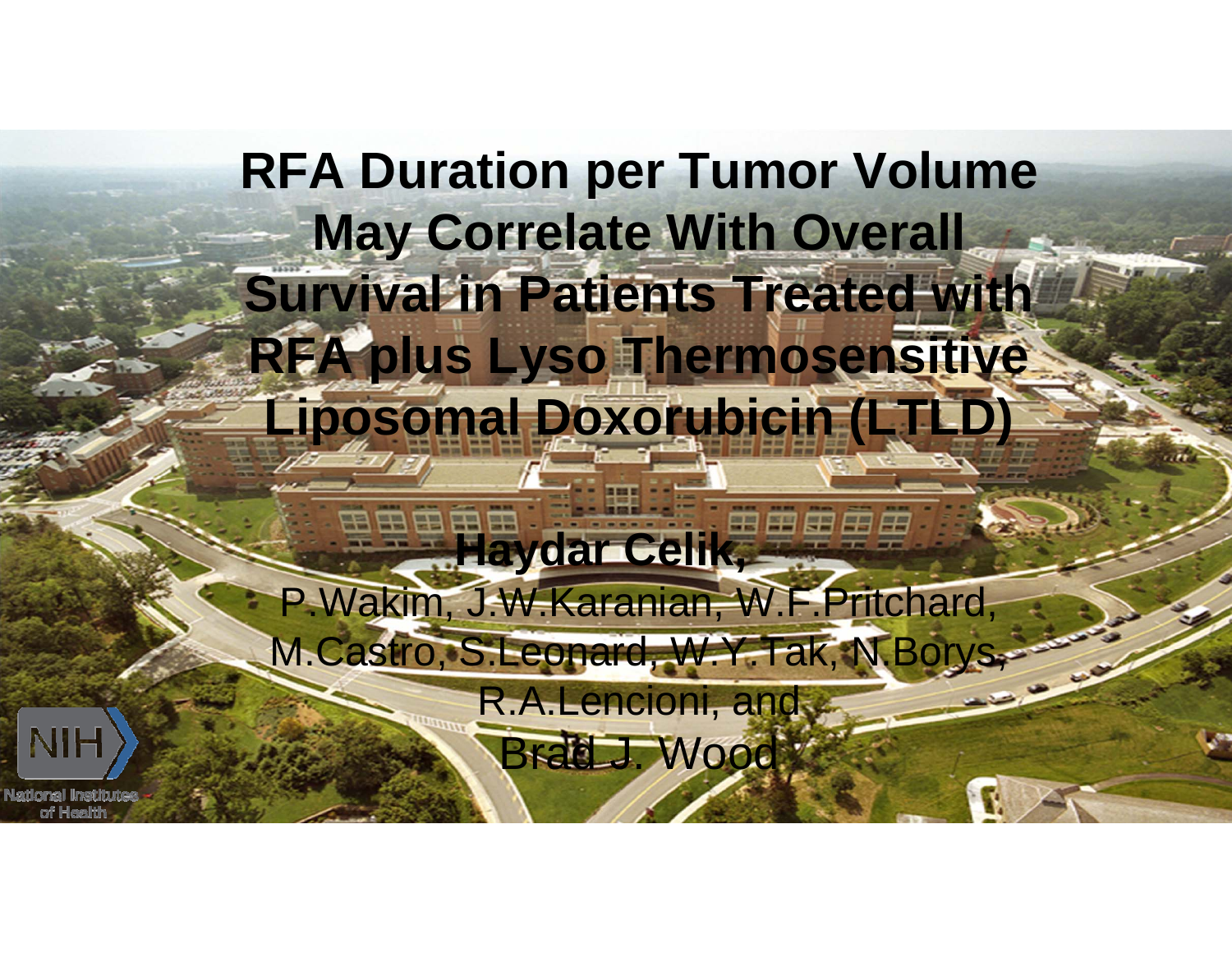# RFA Duration per Tumor Volume May Correlate With Overall Survival in Patients Treated with RFA plus Lyso Thermosensitive Liposomal Doxorubicin (LTLD)

**Haydar Celik,**

P.Wakim, J.W.Karanian, W.F.Pritchard, M.Castro, S.Leonard, W.Y.Tak, N.Borys, R.A.Lencioni, and Brad J. Wood

NIH National Institutes of Health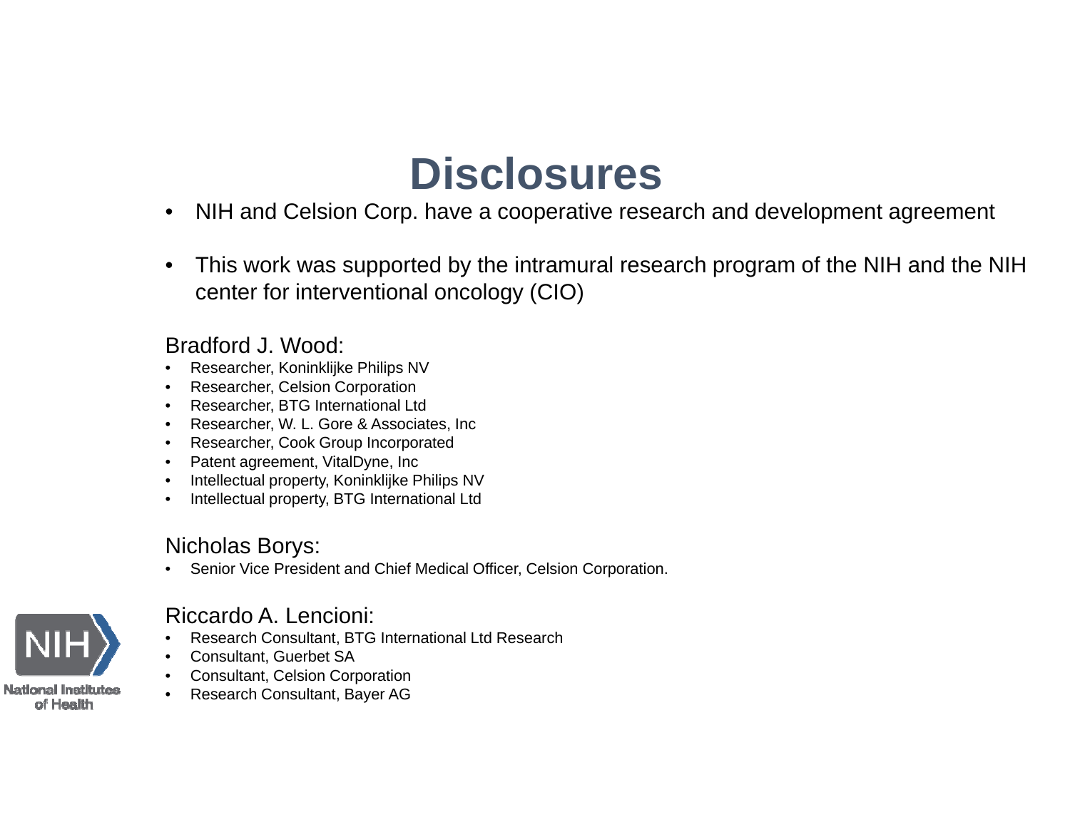# Disclosures

- NIH and Celsion Corp. have a cooperative research and development agreement
- This work was supported by the intramural research program of the NIH and the NIH center for interventional oncology (CIO)

Bradford J. Wood:

- Researcher, Koninklijke Philips NV
- Researcher, Celsion Corporation
- Researcher, BTG International Ltd
- Researcher, W. L. Gore & Associates, Inc
- Researcher, Cook Group Incorporated
- Patent agreement, VitalDyne, Inc
- Intellectual property, Koninklijke Philips NV
- Intellectual property, BTG International Ltd

Nicholas Borys:

- Senior Vice President and Chief Medical Officer, Celsion Corporation.

Riccardo A. Lencioni:

- Research Consultant, BTG International Ltd Research
- Consultant, Guerbet SA
- Consultant, Celsion Corporation
- Research Consultant, Bayer AG

NIH National Institutes of Health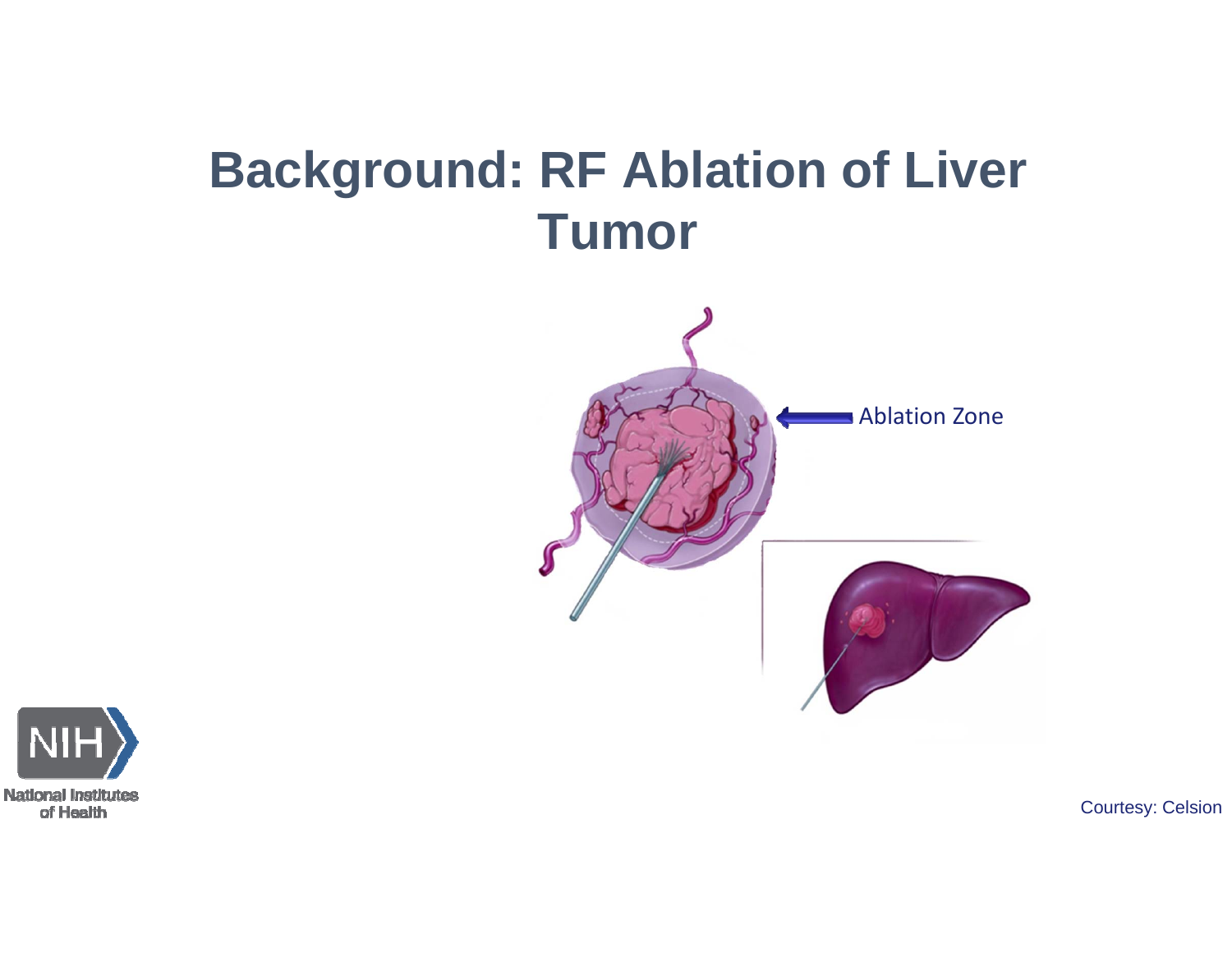# Background: RF Ablation of Liver Tumor

Ablation Zone

Courtesy: Celsion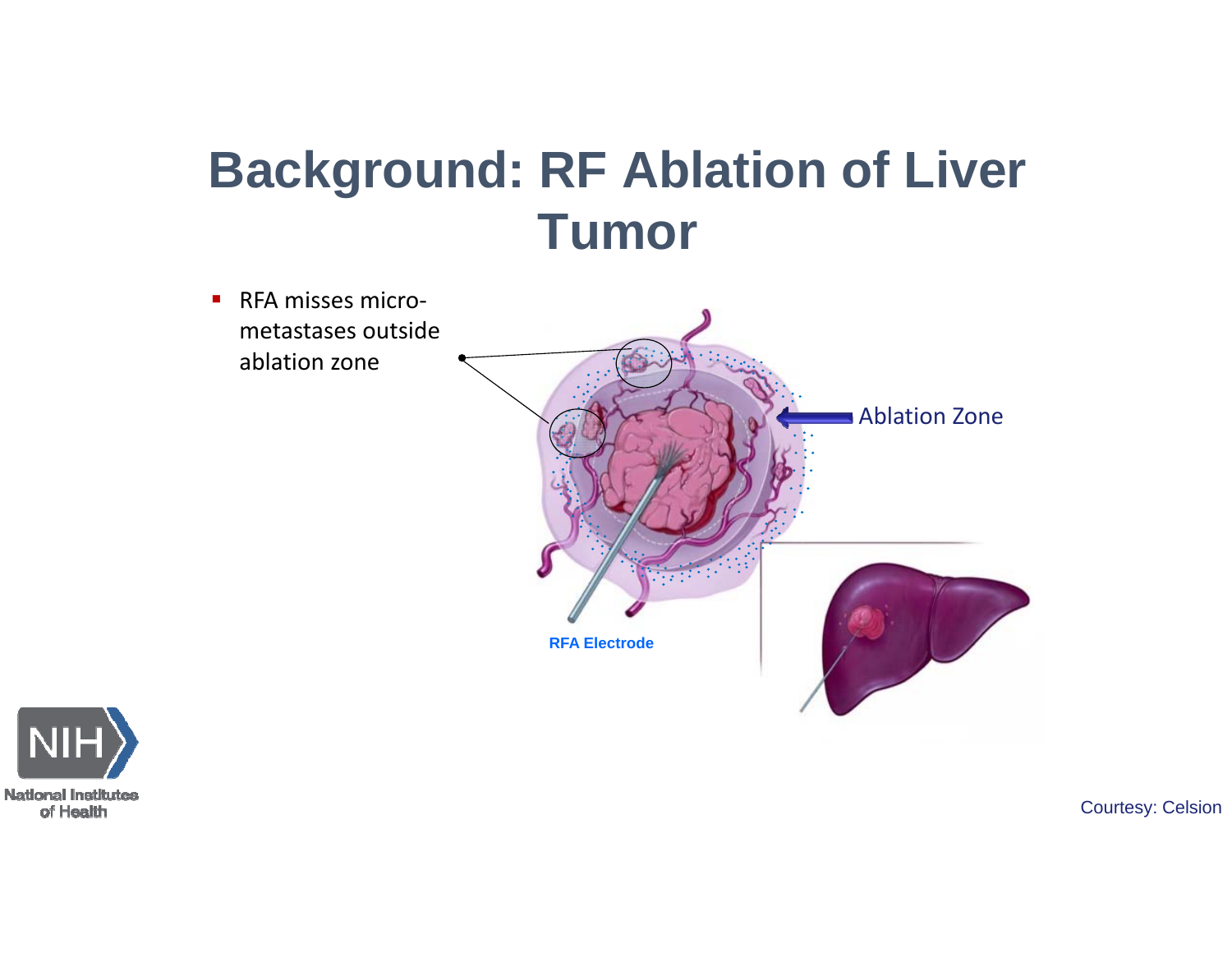# Background: RF Ablation of Liver Tumor

- RFA misses micro-metastases outside ablation zone

Ablation Zone

RFA Electrode

Courtesy: Celsion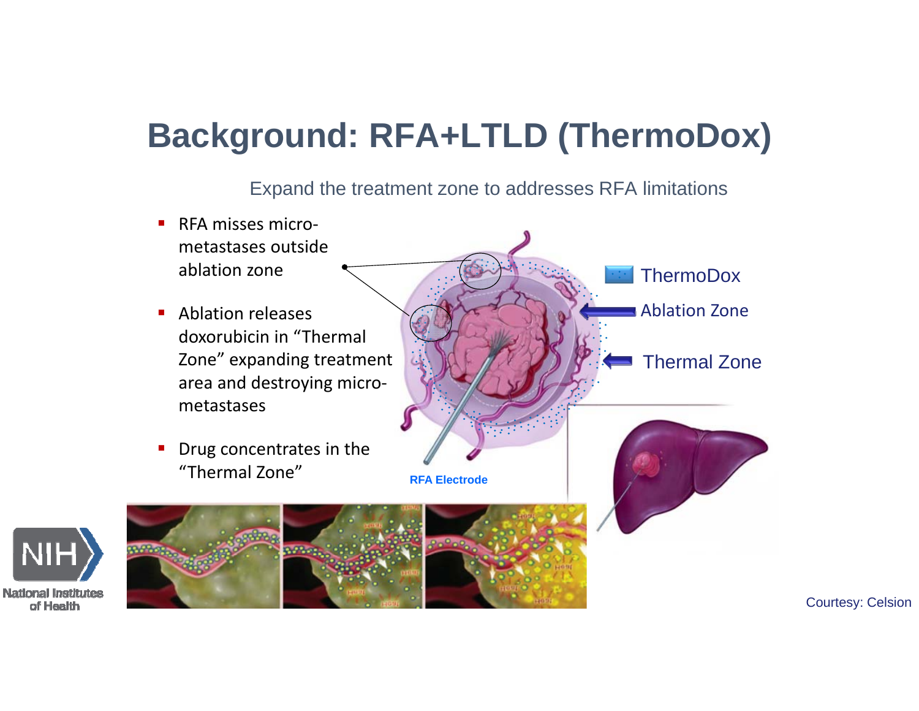# Background: RFA+LTLD (ThermoDox)

Expand the treatment zone to addresses RFA limitations

- RFA misses micro-metastases outside ablation zone
- Ablation releases doxorubicin in "Thermal Zone" expanding treatment area and destroying micro-metastases
- Drug concentrates in the "Thermal Zone"

ThermoDox

Ablation Zone

Thermal Zone

RFA Electrode

Courtesy: Celsion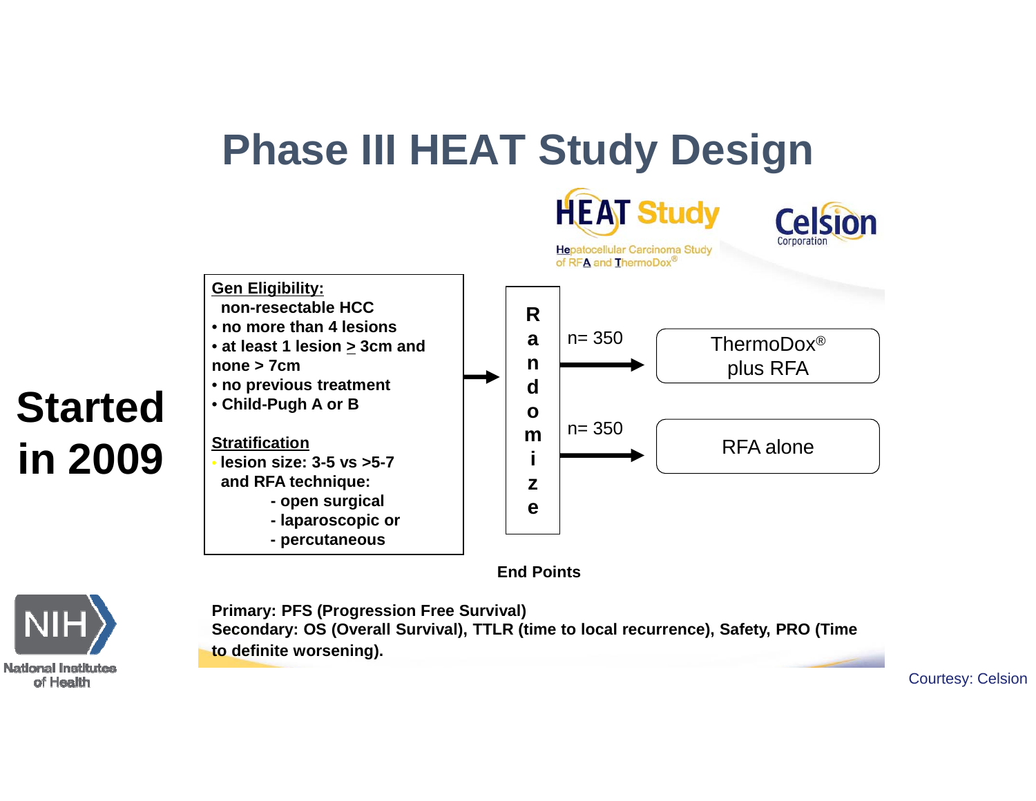# Phase III HEAT Study Design

**HEAT Study** — **He**patocellular Carcinoma Study of RF**A** and **T**hermoDox®

Celsion Corporation

**Started in 2009**

**Gen Eligibility:**

- non-resectable HCC
- no more than 4 lesions
- at least 1 lesion ≥ 3cm and none > 7cm
- no previous treatment
- Child-Pugh A or B

**Stratification**

- lesion size: 3-5 vs >5-7 and RFA technique:
  - open surgical
  - laparoscopic or
  - percutaneous

→ **Randomize**

- n= 350 → ThermoDox® plus RFA
- n= 350 → RFA alone

**End Points**

**Primary: PFS (Progression Free Survival)**
**Secondary: OS (Overall Survival), TTLR (time to local recurrence), Safety, PRO (Time to definite worsening).**

NIH National Institutes of Health

Courtesy: Celsion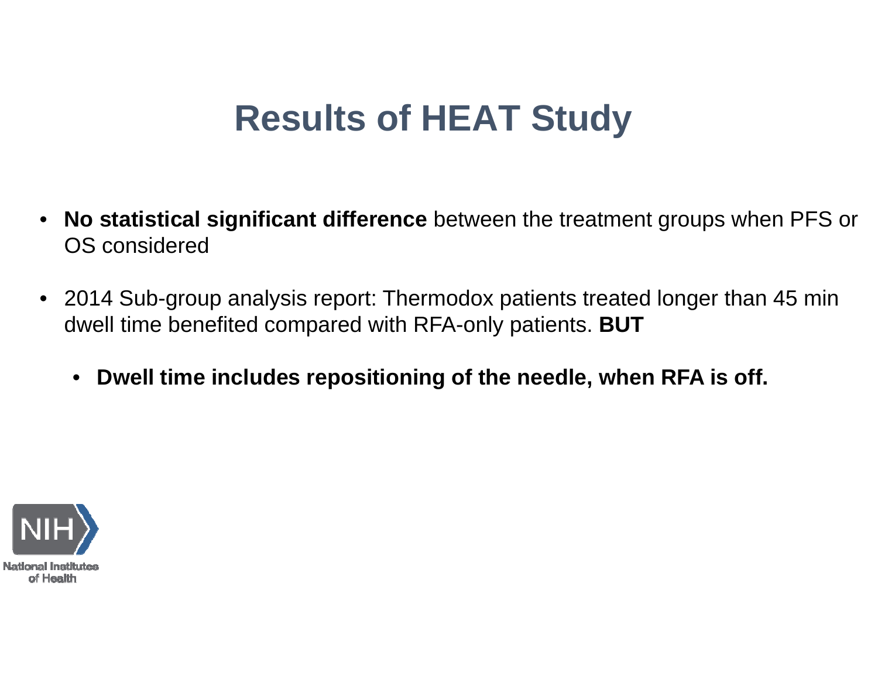# Results of HEAT Study

- **No statistical significant difference** between the treatment groups when PFS or OS considered
- 2014 Sub-group analysis report: Thermodox patients treated longer than 45 min dwell time benefited compared with RFA-only patients. **BUT**
  - **Dwell time includes repositioning of the needle, when RFA is off.**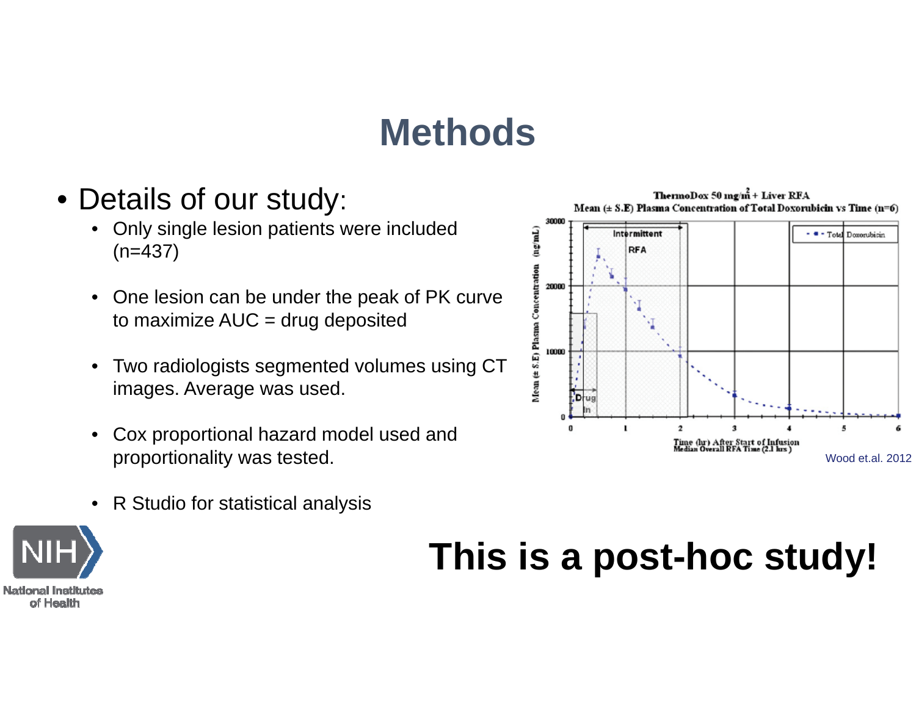# Methods

- Details of our study:
  - Only single lesion patients were included (n=437)
  - One lesion can be under the peak of PK curve to maximize AUC = drug deposited
  - Two radiologists segmented volumes using CT images. Average was used.
  - Cox proportional hazard model used and proportionality was tested.
  - R Studio for statistical analysis

Wood et.al. 2012

**This is a post-hoc study!**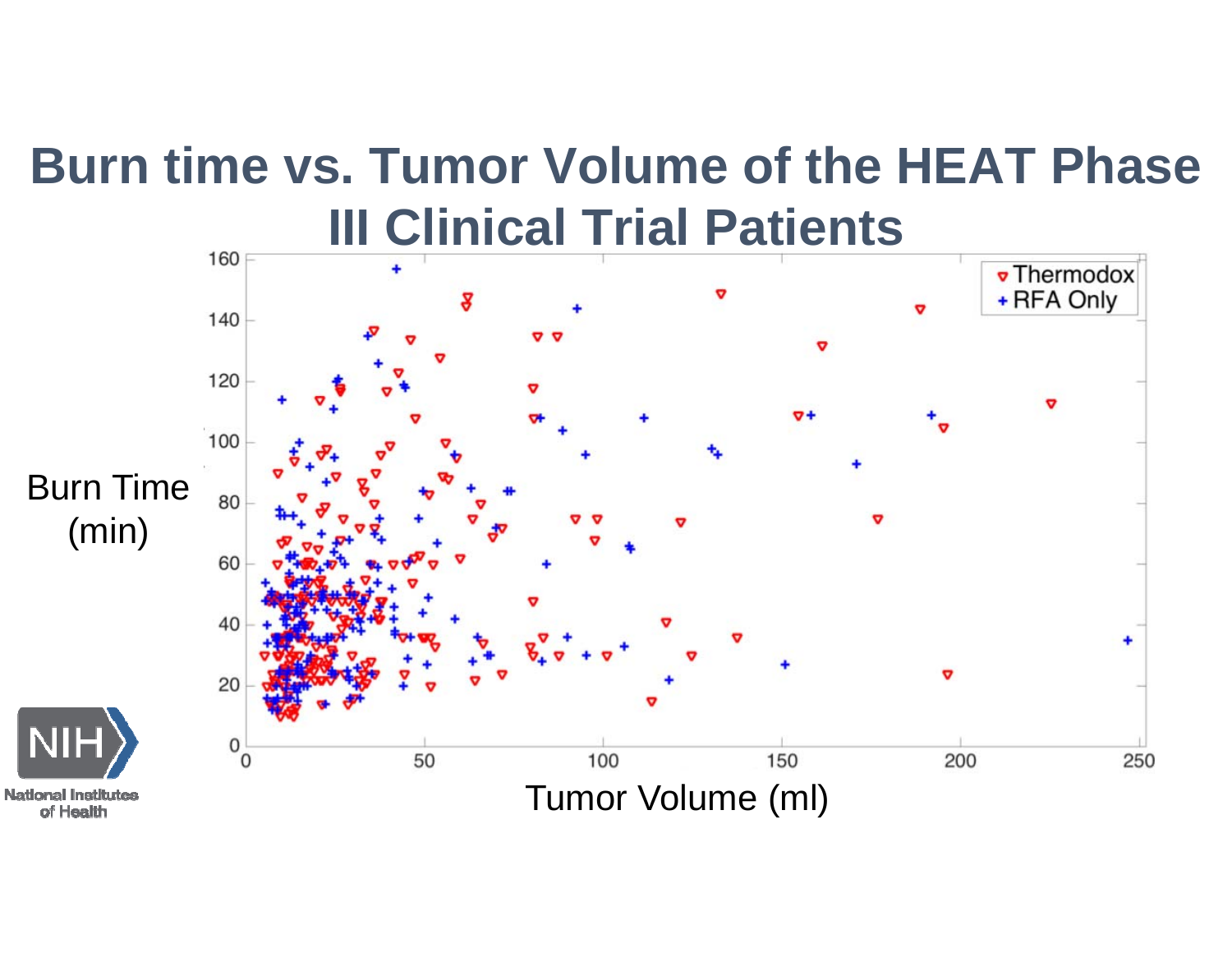# Burn time vs. Tumor Volume of the HEAT Phase III Clinical Trial Patients

Burn Time (min)

Tumor Volume (ml)

Thermodox

RFA Only

National Institutes of Health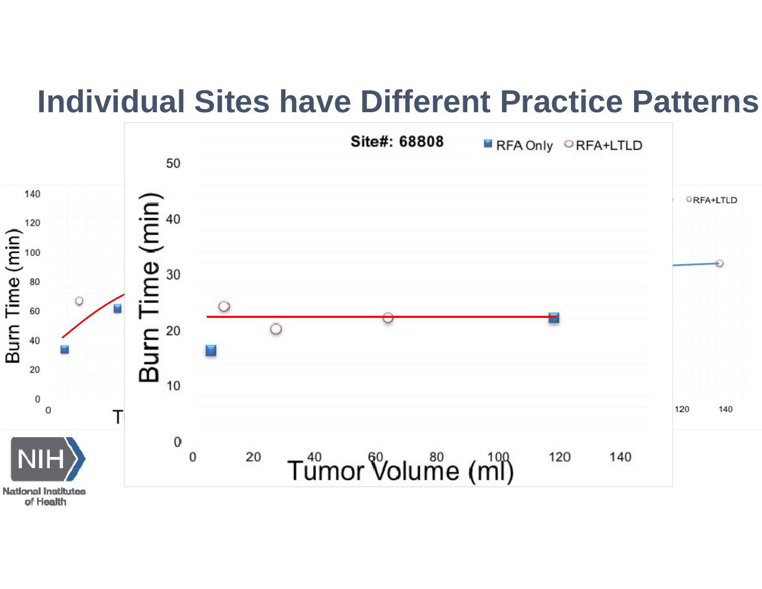# Individual Sites have Different Practice Patterns

Site#: 68808

■ RFA Only ○ RFA+LTLD

Burn Time (min)

Tumor Volume (ml)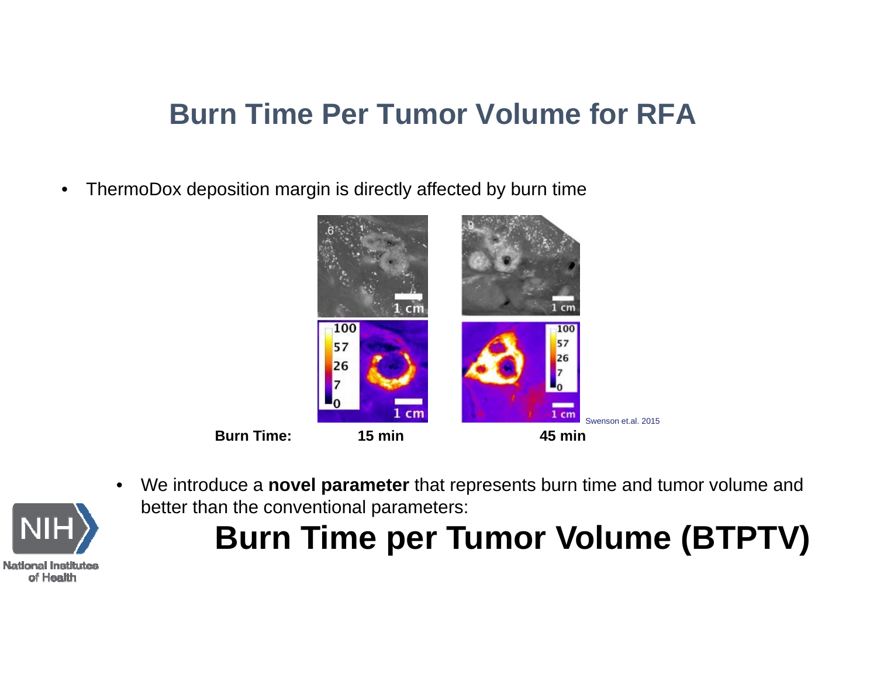# Burn Time Per Tumor Volume for RFA

- ThermoDox deposition margin is directly affected by burn time

Swenson et.al. 2015

**Burn Time:** **15 min** **45 min**

- We introduce a **novel parameter** that represents burn time and tumor volume and better than the conventional parameters:

# Burn Time per Tumor Volume (BTPTV)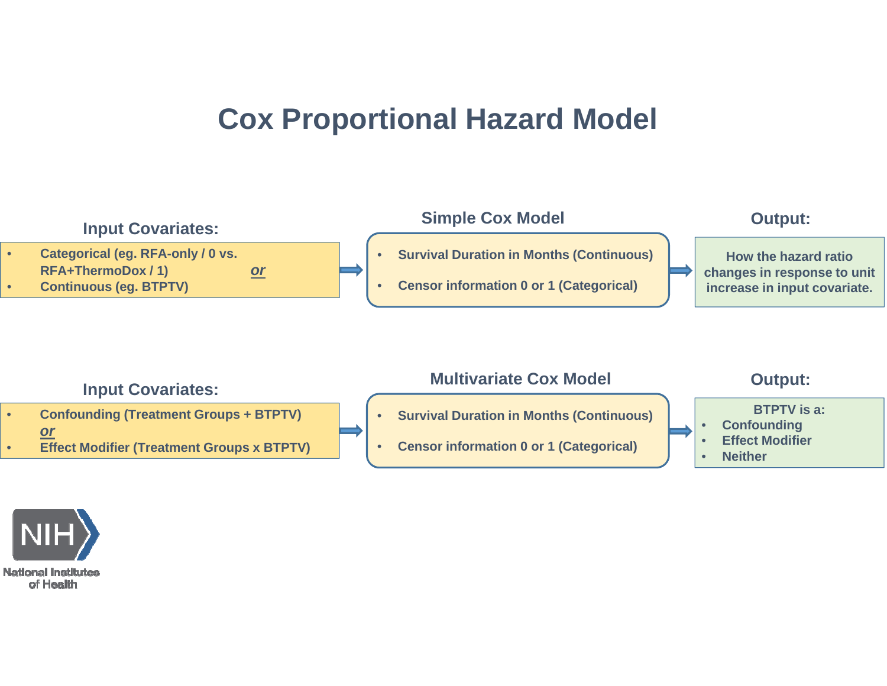# Cox Proportional Hazard Model

### Simple Cox Model

**Input Covariates:**

- Categorical (eg. RFA-only / 0 vs. RFA+ThermoDox / 1) ***or***
- Continuous (eg. BTPTV)

**Simple Cox Model:**

- Survival Duration in Months (Continuous)
- Censor information 0 or 1 (Categorical)

**Output:**

How the hazard ratio changes in response to unit increase in input covariate.

### Multivariate Cox Model

**Input Covariates:**

- Confounding (Treatment Groups + BTPTV) ***or***
- Effect Modifier (Treatment Groups x BTPTV)

**Multivariate Cox Model:**

- Survival Duration in Months (Continuous)
- Censor information 0 or 1 (Categorical)

**Output:**

BTPTV is a:

- Confounding
- Effect Modifier
- Neither

NIH National Institutes of Health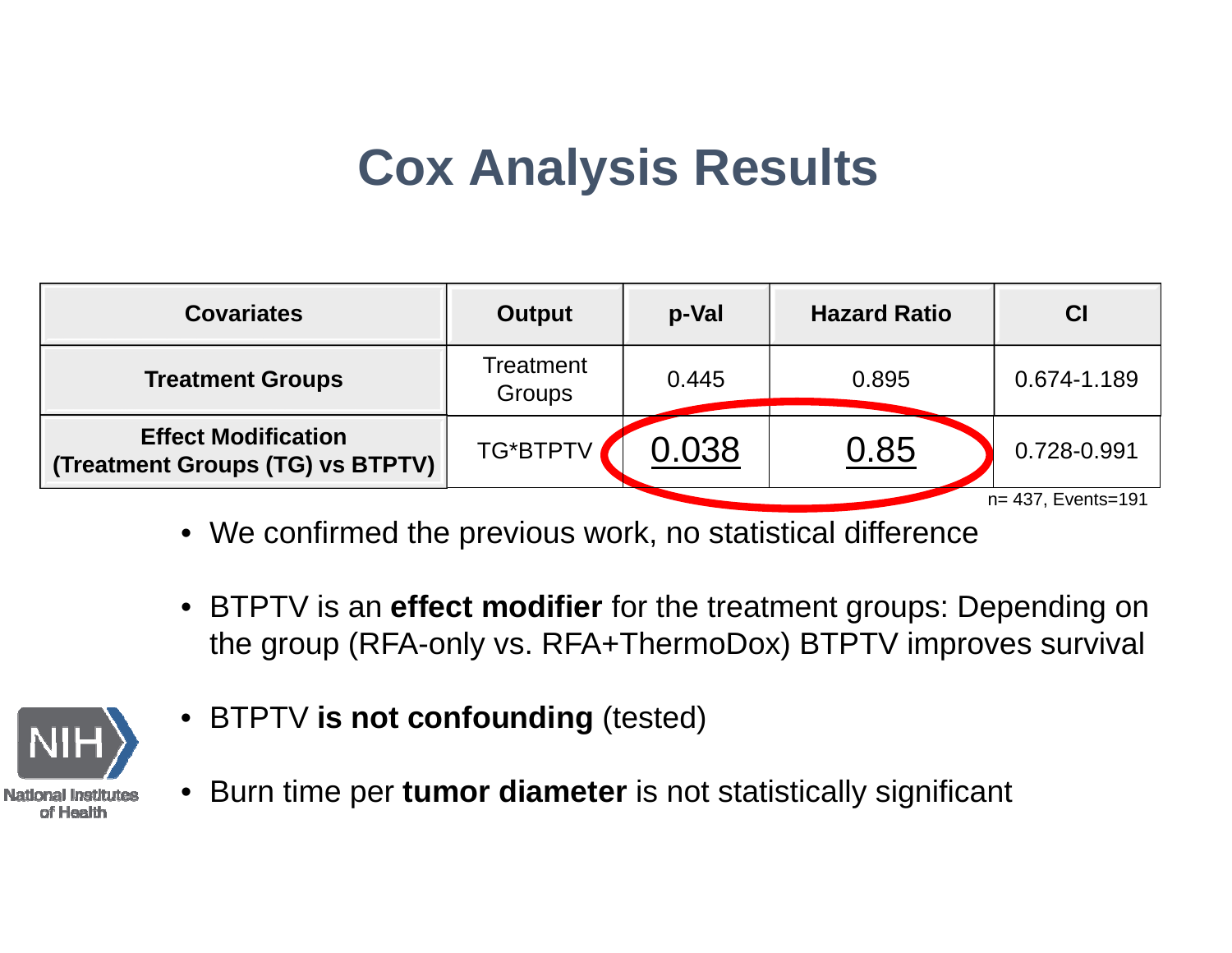# Cox Analysis Results

| Covariates | Output | p-Val | Hazard Ratio | CI |
|---|---|---|---|---|
| **Treatment Groups** | Treatment Groups | 0.445 | 0.895 | 0.674-1.189 |
| **Effect Modification (Treatment Groups (TG) vs BTPTV)** | TG*BTPTV | 0.038 | 0.85 | 0.728-0.991 |

n= 437, Events=191

- We confirmed the previous work, no statistical difference
- BTPTV is an **effect modifier** for the treatment groups: Depending on the group (RFA-only vs. RFA+ThermoDox) BTPTV improves survival
- BTPTV **is not confounding** (tested)
- Burn time per **tumor diameter** is not statistically significant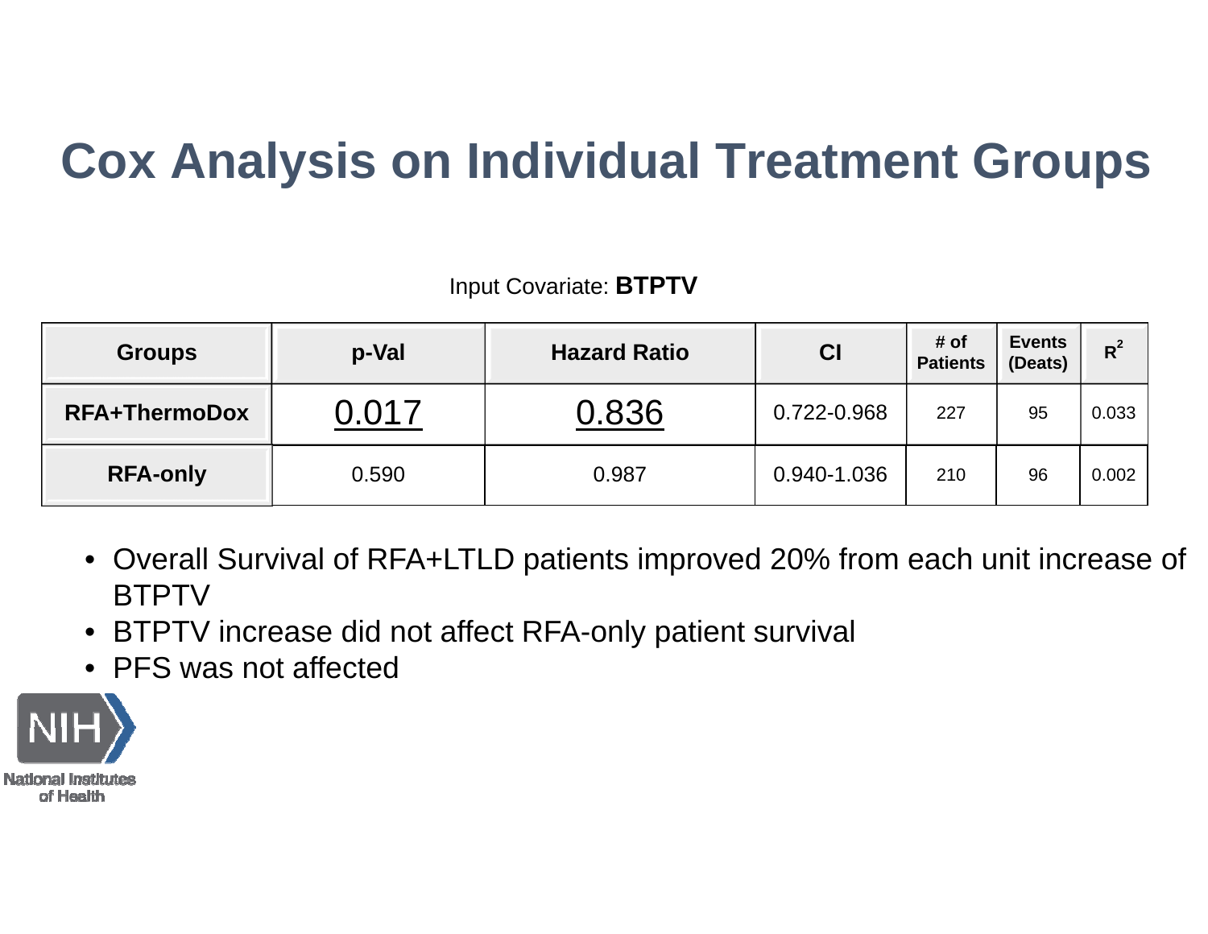# Cox Analysis on Individual Treatment Groups

Input Covariate: **BTPTV**

| Groups | p-Val | Hazard Ratio | CI | # of Patients | Events (Deats) | $R^2$ |
|---|---|---|---|---|---|---|
| **RFA+ThermoDox** | <u>0.017</u> | <u>0.836</u> | 0.722-0.968 | 227 | 95 | 0.033 |
| **RFA-only** | 0.590 | 0.987 | 0.940-1.036 | 210 | 96 | 0.002 |

- Overall Survival of RFA+LTLD patients improved 20% from each unit increase of BTPTV
- BTPTV increase did not affect RFA-only patient survival
- PFS was not affected

NIH National Institutes of Health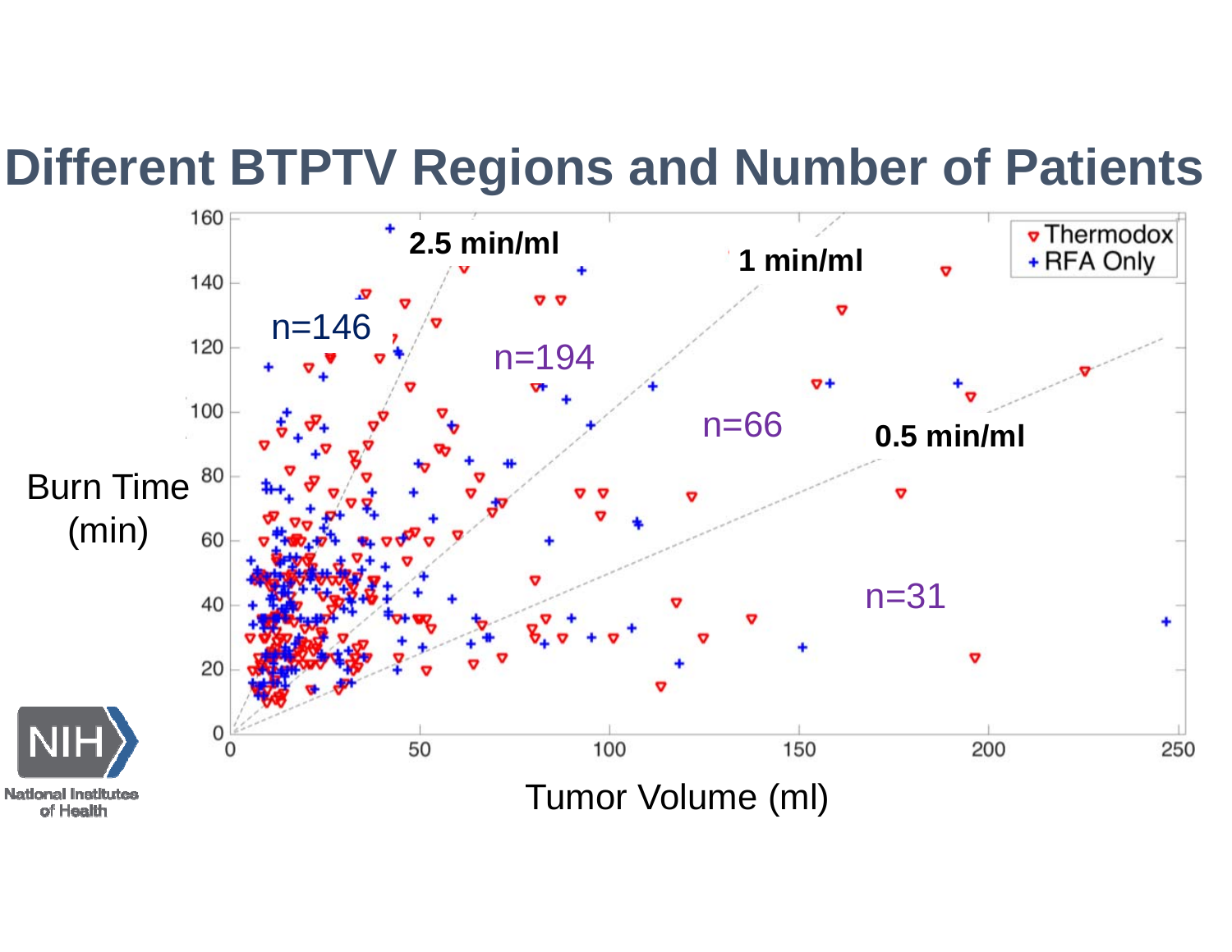# Different BTPTV Regions and Number of Patients

Burn Time (min)

Tumor Volume (ml)

2.5 min/ml

1 min/ml

0.5 min/ml

n=146

n=194

n=66

n=31

Thermodox

RFA Only

National Institutes of Health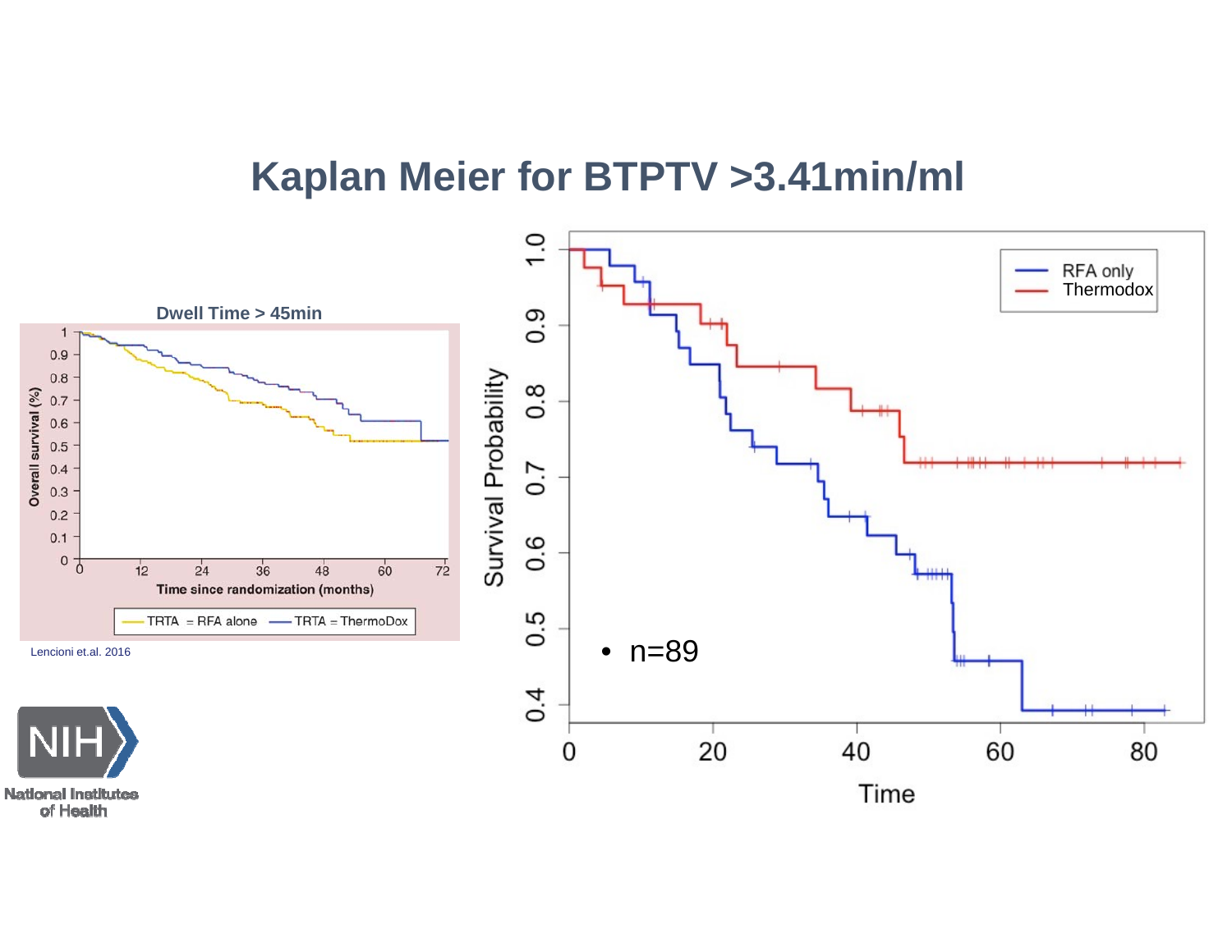# Kaplan Meier for BTPTV >3.41min/ml

**Dwell Time > 45min**

Lencioni et.al. 2016

- n=89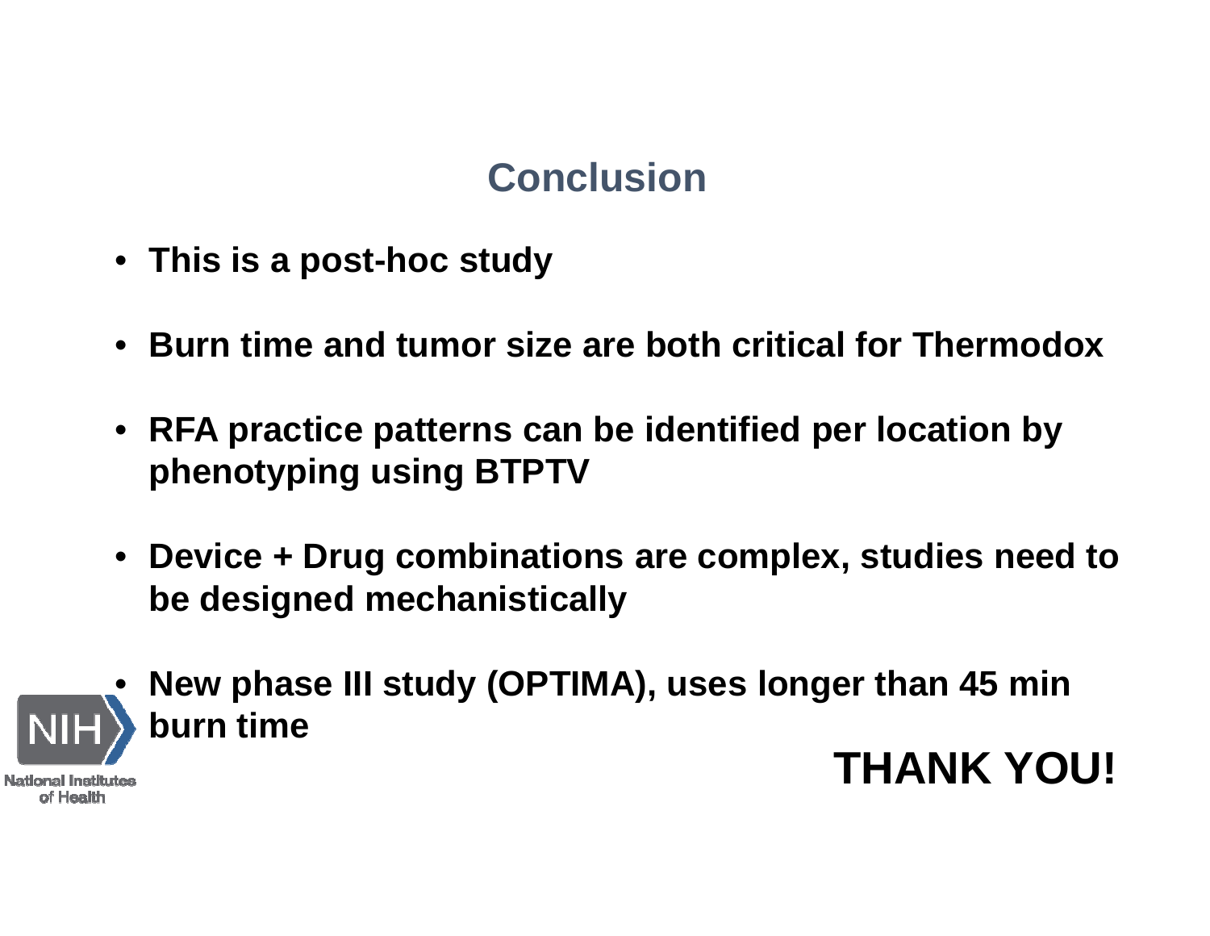# Conclusion

- **This is a post-hoc study**
- **Burn time and tumor size are both critical for Thermodox**
- **RFA practice patterns can be identified per location by phenotyping using BTPTV**
- **Device + Drug combinations are complex, studies need to be designed mechanistically**
- **New phase III study (OPTIMA), uses longer than 45 min burn time**

NIH
National Institutes of Health

**THANK YOU!**